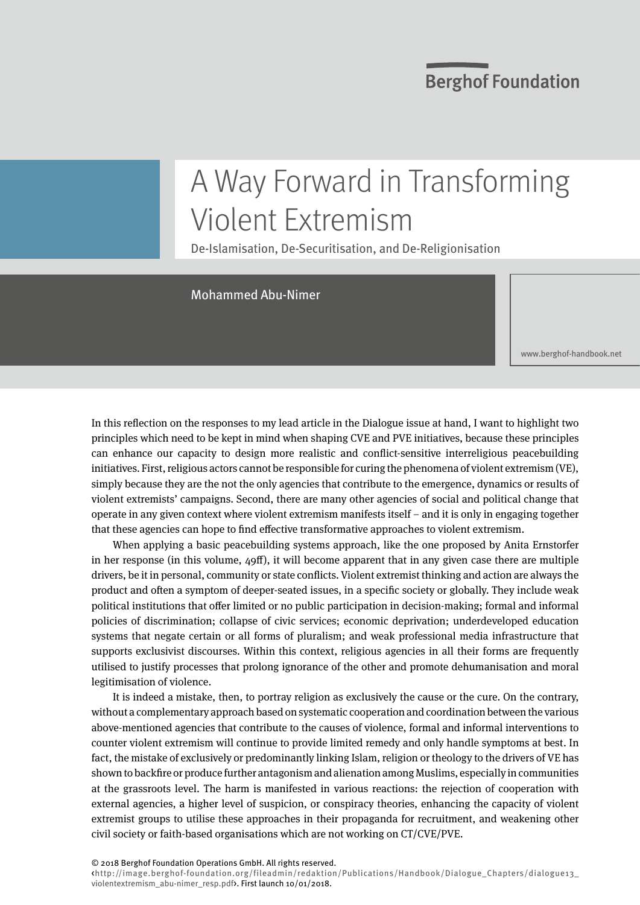Berghof Foundation

# A Way Forward in Transforming Violent Extremism

## De-Islamisation, De-Securitisation, and De-Religionisation

Mohammed Abu-Nimer

www.berghof-handbook.net

In this reflection on the responses to my lead article in the Dialogue issue at hand, I want to highlight two principles which need to be kept in mind when shaping CVE and PVE initiatives, because these principles can enhance our capacity to design more realistic and conflict-sensitive interreligious peacebuilding initiatives. First, religious actors cannot be responsible for curing the phenomena of violent extremism (VE), simply because they are the not the only agencies that contribute to the emergence, dynamics or results of violent extremists' campaigns. Second, there are many other agencies of social and political change that operate in any given context where violent extremism manifests itself – and it is only in engaging together that these agencies can hope to find effective transformative approaches to violent extremism.

When applying a basic peacebuilding systems approach, like the one proposed by Anita Ernstorfer in her response (in this volume, 49ff), it will become apparent that in any given case there are multiple drivers, be it in personal, community or state conflicts. Violent extremist thinking and action are always the product and often a symptom of deeper-seated issues, in a specific society or globally. They include weak political institutions that offer limited or no public participation in decision-making; formal and informal policies of discrimination; collapse of civic services; economic deprivation; underdeveloped education systems that negate certain or all forms of pluralism; and weak professional media infrastructure that supports exclusivist discourses. Within this context, religious agencies in all their forms are frequently utilised to justify processes that prolong ignorance of the other and promote dehumanisation and moral legitimisation of violence.

It is indeed a mistake, then, to portray religion as exclusively the cause or the cure. On the contrary, without a complementary approach based on systematic cooperation and coordination between the various above-mentioned agencies that contribute to the causes of violence, formal and informal interventions to counter violent extremism will continue to provide limited remedy and only handle symptoms at best. In fact, the mistake of exclusively or predominantly linking Islam, religion or theology to the drivers of VE has shown to backfire or produce further antagonism and alienation among Muslims, especially in communities at the grassroots level. The harm is manifested in various reactions: the rejection of cooperation with external agencies, a higher level of suspicion, or conspiracy theories, enhancing the capacity of violent extremist groups to utilise these approaches in their propaganda for recruitment, and weakening other civil society or faith-based organisations which are not working on CT/CVE/PVE.

© 2018 Berghof Foundation Operations GmbH. All rights reserved.
‹http://image.berghof-foundation.org/fileadmin/redaktion/Publications/Handbook/Dialogue_Chapters/dialogue13_violentextremism_abu-nimer_resp.pdf›. First launch 10/01/2018.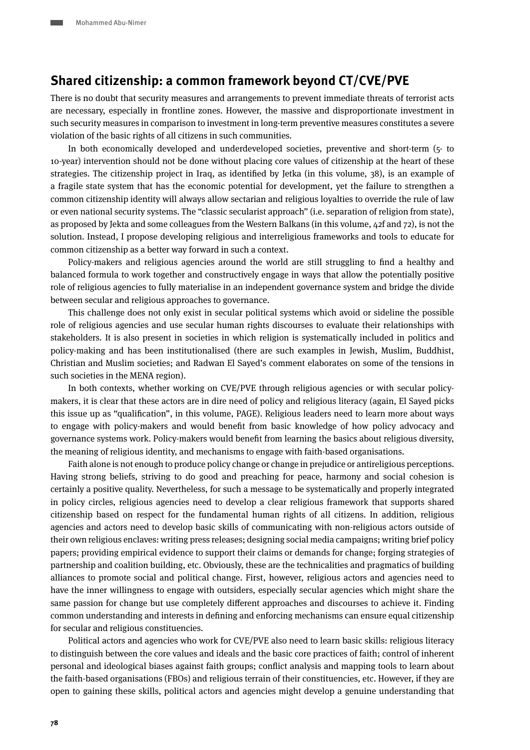## Shared citizenship: a common framework beyond CT/CVE/PVE

There is no doubt that security measures and arrangements to prevent immediate threats of terrorist acts are necessary, especially in frontline zones. However, the massive and disproportionate investment in such security measures in comparison to investment in long-term preventive measures constitutes a severe violation of the basic rights of all citizens in such communities.

In both economically developed and underdeveloped societies, preventive and short-term (5- to 10-year) intervention should not be done without placing core values of citizenship at the heart of these strategies. The citizenship project in Iraq, as identified by Jetka (in this volume, 38), is an example of a fragile state system that has the economic potential for development, yet the failure to strengthen a common citizenship identity will always allow sectarian and religious loyalties to override the rule of law or even national security systems. The "classic secularist approach" (i.e. separation of religion from state), as proposed by Jekta and some colleagues from the Western Balkans (in this volume, 42f and 72), is not the solution. Instead, I propose developing religious and interreligious frameworks and tools to educate for common citizenship as a better way forward in such a context.

Policy-makers and religious agencies around the world are still struggling to find a healthy and balanced formula to work together and constructively engage in ways that allow the potentially positive role of religious agencies to fully materialise in an independent governance system and bridge the divide between secular and religious approaches to governance.

This challenge does not only exist in secular political systems which avoid or sideline the possible role of religious agencies and use secular human rights discourses to evaluate their relationships with stakeholders. It is also present in societies in which religion is systematically included in politics and policy-making and has been institutionalised (there are such examples in Jewish, Muslim, Buddhist, Christian and Muslim societies; and Radwan El Sayed's comment elaborates on some of the tensions in such societies in the MENA region).

In both contexts, whether working on CVE/PVE through religious agencies or with secular policy-makers, it is clear that these actors are in dire need of policy and religious literacy (again, El Sayed picks this issue up as "qualification", in this volume, PAGE). Religious leaders need to learn more about ways to engage with policy-makers and would benefit from basic knowledge of how policy advocacy and governance systems work. Policy-makers would benefit from learning the basics about religious diversity, the meaning of religious identity, and mechanisms to engage with faith-based organisations.

Faith alone is not enough to produce policy change or change in prejudice or antireligious perceptions. Having strong beliefs, striving to do good and preaching for peace, harmony and social cohesion is certainly a positive quality. Nevertheless, for such a message to be systematically and properly integrated in policy circles, religious agencies need to develop a clear religious framework that supports shared citizenship based on respect for the fundamental human rights of all citizens. In addition, religious agencies and actors need to develop basic skills of communicating with non-religious actors outside of their own religious enclaves: writing press releases; designing social media campaigns; writing brief policy papers; providing empirical evidence to support their claims or demands for change; forging strategies of partnership and coalition building, etc. Obviously, these are the technicalities and pragmatics of building alliances to promote social and political change. First, however, religious actors and agencies need to have the inner willingness to engage with outsiders, especially secular agencies which might share the same passion for change but use completely different approaches and discourses to achieve it. Finding common understanding and interests in defining and enforcing mechanisms can ensure equal citizenship for secular and religious constituencies.

Political actors and agencies who work for CVE/PVE also need to learn basic skills: religious literacy to distinguish between the core values and ideals and the basic core practices of faith; control of inherent personal and ideological biases against faith groups; conflict analysis and mapping tools to learn about the faith-based organisations (FBOs) and religious terrain of their constituencies, etc. However, if they are open to gaining these skills, political actors and agencies might develop a genuine understanding that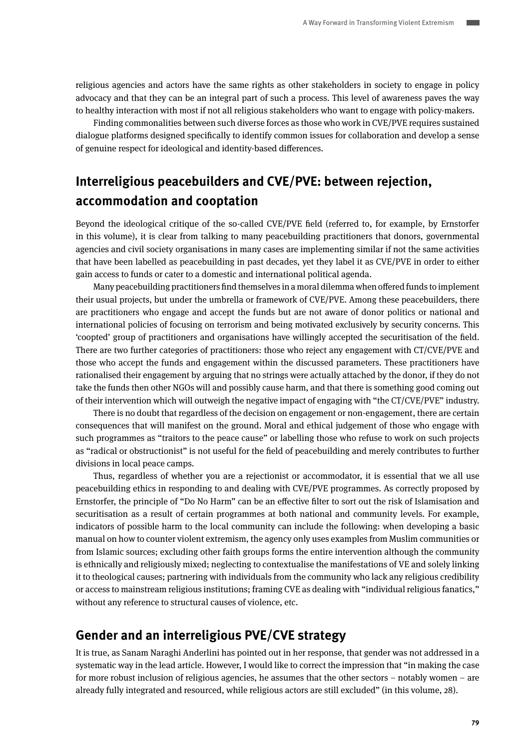religious agencies and actors have the same rights as other stakeholders in society to engage in policy advocacy and that they can be an integral part of such a process. This level of awareness paves the way to healthy interaction with most if not all religious stakeholders who want to engage with policy-makers.

Finding commonalities between such diverse forces as those who work in CVE/PVE requires sustained dialogue platforms designed specifically to identify common issues for collaboration and develop a sense of genuine respect for ideological and identity-based differences.

## Interreligious peacebuilders and CVE/PVE: between rejection, accommodation and cooptation

Beyond the ideological critique of the so-called CVE/PVE field (referred to, for example, by Ernstorfer in this volume), it is clear from talking to many peacebuilding practitioners that donors, governmental agencies and civil society organisations in many cases are implementing similar if not the same activities that have been labelled as peacebuilding in past decades, yet they label it as CVE/PVE in order to either gain access to funds or cater to a domestic and international political agenda.

Many peacebuilding practitioners find themselves in a moral dilemma when offered funds to implement their usual projects, but under the umbrella or framework of CVE/PVE. Among these peacebuilders, there are practitioners who engage and accept the funds but are not aware of donor politics or national and international policies of focusing on terrorism and being motivated exclusively by security concerns. This 'coopted' group of practitioners and organisations have willingly accepted the securitisation of the field. There are two further categories of practitioners: those who reject any engagement with CT/CVE/PVE and those who accept the funds and engagement within the discussed parameters. These practitioners have rationalised their engagement by arguing that no strings were actually attached by the donor, if they do not take the funds then other NGOs will and possibly cause harm, and that there is something good coming out of their intervention which will outweigh the negative impact of engaging with "the CT/CVE/PVE" industry.

There is no doubt that regardless of the decision on engagement or non-engagement, there are certain consequences that will manifest on the ground. Moral and ethical judgement of those who engage with such programmes as "traitors to the peace cause" or labelling those who refuse to work on such projects as "radical or obstructionist" is not useful for the field of peacebuilding and merely contributes to further divisions in local peace camps.

Thus, regardless of whether you are a rejectionist or accommodator, it is essential that we all use peacebuilding ethics in responding to and dealing with CVE/PVE programmes. As correctly proposed by Ernstorfer, the principle of "Do No Harm" can be an effective filter to sort out the risk of Islamisation and securitisation as a result of certain programmes at both national and community levels. For example, indicators of possible harm to the local community can include the following: when developing a basic manual on how to counter violent extremism, the agency only uses examples from Muslim communities or from Islamic sources; excluding other faith groups forms the entire intervention although the community is ethnically and religiously mixed; neglecting to contextualise the manifestations of VE and solely linking it to theological causes; partnering with individuals from the community who lack any religious credibility or access to mainstream religious institutions; framing CVE as dealing with "individual religious fanatics," without any reference to structural causes of violence, etc.

## Gender and an interreligious PVE/CVE strategy

It is true, as Sanam Naraghi Anderlini has pointed out in her response, that gender was not addressed in a systematic way in the lead article. However, I would like to correct the impression that "in making the case for more robust inclusion of religious agencies, he assumes that the other sectors – notably women – are already fully integrated and resourced, while religious actors are still excluded" (in this volume, 28).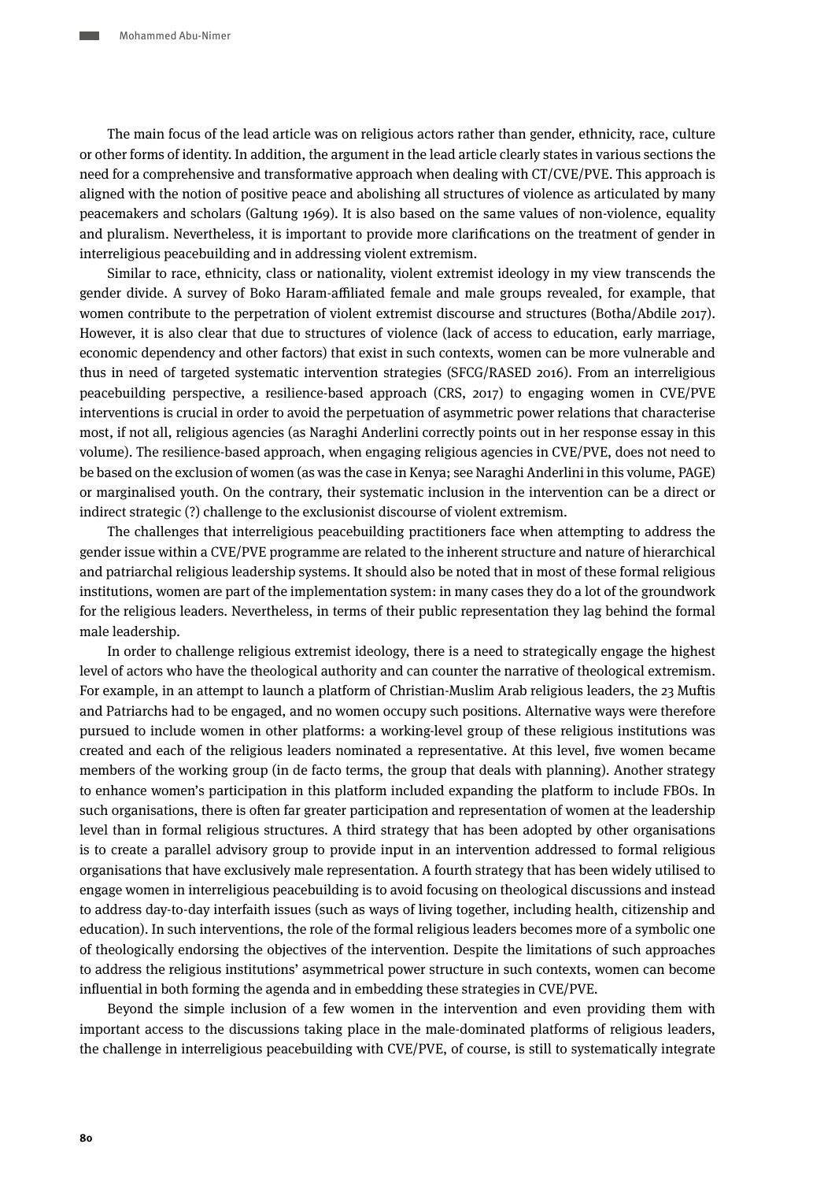The main focus of the lead article was on religious actors rather than gender, ethnicity, race, culture or other forms of identity. In addition, the argument in the lead article clearly states in various sections the need for a comprehensive and transformative approach when dealing with CT/CVE/PVE. This approach is aligned with the notion of positive peace and abolishing all structures of violence as articulated by many peacemakers and scholars (Galtung 1969). It is also based on the same values of non-violence, equality and pluralism. Nevertheless, it is important to provide more clarifications on the treatment of gender in interreligious peacebuilding and in addressing violent extremism.

Similar to race, ethnicity, class or nationality, violent extremist ideology in my view transcends the gender divide. A survey of Boko Haram-affiliated female and male groups revealed, for example, that women contribute to the perpetration of violent extremist discourse and structures (Botha/Abdile 2017). However, it is also clear that due to structures of violence (lack of access to education, early marriage, economic dependency and other factors) that exist in such contexts, women can be more vulnerable and thus in need of targeted systematic intervention strategies (SFCG/RASED 2016). From an interreligious peacebuilding perspective, a resilience-based approach (CRS, 2017) to engaging women in CVE/PVE interventions is crucial in order to avoid the perpetuation of asymmetric power relations that characterise most, if not all, religious agencies (as Naraghi Anderlini correctly points out in her response essay in this volume). The resilience-based approach, when engaging religious agencies in CVE/PVE, does not need to be based on the exclusion of women (as was the case in Kenya; see Naraghi Anderlini in this volume, PAGE) or marginalised youth. On the contrary, their systematic inclusion in the intervention can be a direct or indirect strategic (?) challenge to the exclusionist discourse of violent extremism.

The challenges that interreligious peacebuilding practitioners face when attempting to address the gender issue within a CVE/PVE programme are related to the inherent structure and nature of hierarchical and patriarchal religious leadership systems. It should also be noted that in most of these formal religious institutions, women are part of the implementation system: in many cases they do a lot of the groundwork for the religious leaders. Nevertheless, in terms of their public representation they lag behind the formal male leadership.

In order to challenge religious extremist ideology, there is a need to strategically engage the highest level of actors who have the theological authority and can counter the narrative of theological extremism. For example, in an attempt to launch a platform of Christian-Muslim Arab religious leaders, the 23 Muftis and Patriarchs had to be engaged, and no women occupy such positions. Alternative ways were therefore pursued to include women in other platforms: a working-level group of these religious institutions was created and each of the religious leaders nominated a representative. At this level, five women became members of the working group (in de facto terms, the group that deals with planning). Another strategy to enhance women's participation in this platform included expanding the platform to include FBOs. In such organisations, there is often far greater participation and representation of women at the leadership level than in formal religious structures. A third strategy that has been adopted by other organisations is to create a parallel advisory group to provide input in an intervention addressed to formal religious organisations that have exclusively male representation. A fourth strategy that has been widely utilised to engage women in interreligious peacebuilding is to avoid focusing on theological discussions and instead to address day-to-day interfaith issues (such as ways of living together, including health, citizenship and education). In such interventions, the role of the formal religious leaders becomes more of a symbolic one of theologically endorsing the objectives of the intervention. Despite the limitations of such approaches to address the religious institutions' asymmetrical power structure in such contexts, women can become influential in both forming the agenda and in embedding these strategies in CVE/PVE.

Beyond the simple inclusion of a few women in the intervention and even providing them with important access to the discussions taking place in the male-dominated platforms of religious leaders, the challenge in interreligious peacebuilding with CVE/PVE, of course, is still to systematically integrate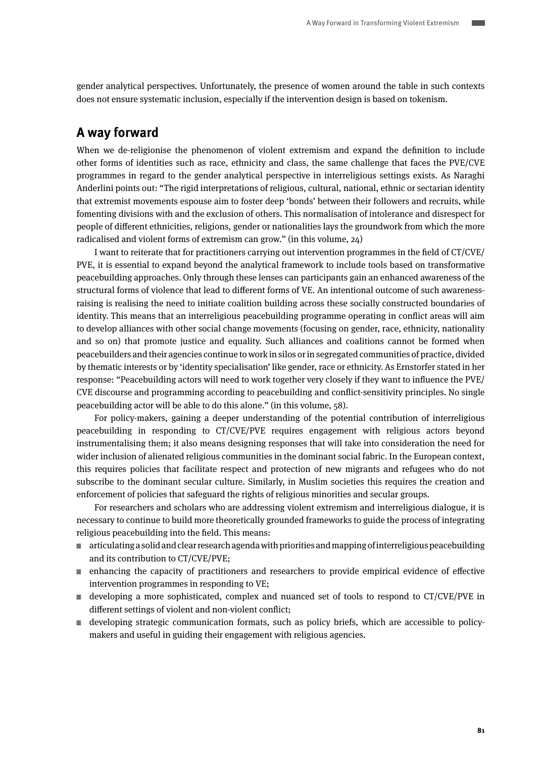gender analytical perspectives. Unfortunately, the presence of women around the table in such contexts does not ensure systematic inclusion, especially if the intervention design is based on tokenism.

## A way forward

When we de-religionise the phenomenon of violent extremism and expand the definition to include other forms of identities such as race, ethnicity and class, the same challenge that faces the PVE/CVE programmes in regard to the gender analytical perspective in interreligious settings exists. As Naraghi Anderlini points out: "The rigid interpretations of religious, cultural, national, ethnic or sectarian identity that extremist movements espouse aim to foster deep 'bonds' between their followers and recruits, while fomenting divisions with and the exclusion of others. This normalisation of intolerance and disrespect for people of different ethnicities, religions, gender or nationalities lays the groundwork from which the more radicalised and violent forms of extremism can grow." (in this volume, 24)

I want to reiterate that for practitioners carrying out intervention programmes in the field of CT/CVE/PVE, it is essential to expand beyond the analytical framework to include tools based on transformative peacebuilding approaches. Only through these lenses can participants gain an enhanced awareness of the structural forms of violence that lead to different forms of VE. An intentional outcome of such awareness-raising is realising the need to initiate coalition building across these socially constructed boundaries of identity. This means that an interreligious peacebuilding programme operating in conflict areas will aim to develop alliances with other social change movements (focusing on gender, race, ethnicity, nationality and so on) that promote justice and equality. Such alliances and coalitions cannot be formed when peacebuilders and their agencies continue to work in silos or in segregated communities of practice, divided by thematic interests or by 'identity specialisation' like gender, race or ethnicity. As Ernstorfer stated in her response: "Peacebuilding actors will need to work together very closely if they want to influence the PVE/CVE discourse and programming according to peacebuilding and conflict-sensitivity principles. No single peacebuilding actor will be able to do this alone." (in this volume, 58).

For policy-makers, gaining a deeper understanding of the potential contribution of interreligious peacebuilding in responding to CT/CVE/PVE requires engagement with religious actors beyond instrumentalising them; it also means designing responses that will take into consideration the need for wider inclusion of alienated religious communities in the dominant social fabric. In the European context, this requires policies that facilitate respect and protection of new migrants and refugees who do not subscribe to the dominant secular culture. Similarly, in Muslim societies this requires the creation and enforcement of policies that safeguard the rights of religious minorities and secular groups.

For researchers and scholars who are addressing violent extremism and interreligious dialogue, it is necessary to continue to build more theoretically grounded frameworks to guide the process of integrating religious peacebuilding into the field. This means:

- articulating a solid and clear research agenda with priorities and mapping of interreligious peacebuilding and its contribution to CT/CVE/PVE;
- enhancing the capacity of practitioners and researchers to provide empirical evidence of effective intervention programmes in responding to VE;
- developing a more sophisticated, complex and nuanced set of tools to respond to CT/CVE/PVE in different settings of violent and non-violent conflict;
- developing strategic communication formats, such as policy briefs, which are accessible to policy-makers and useful in guiding their engagement with religious agencies.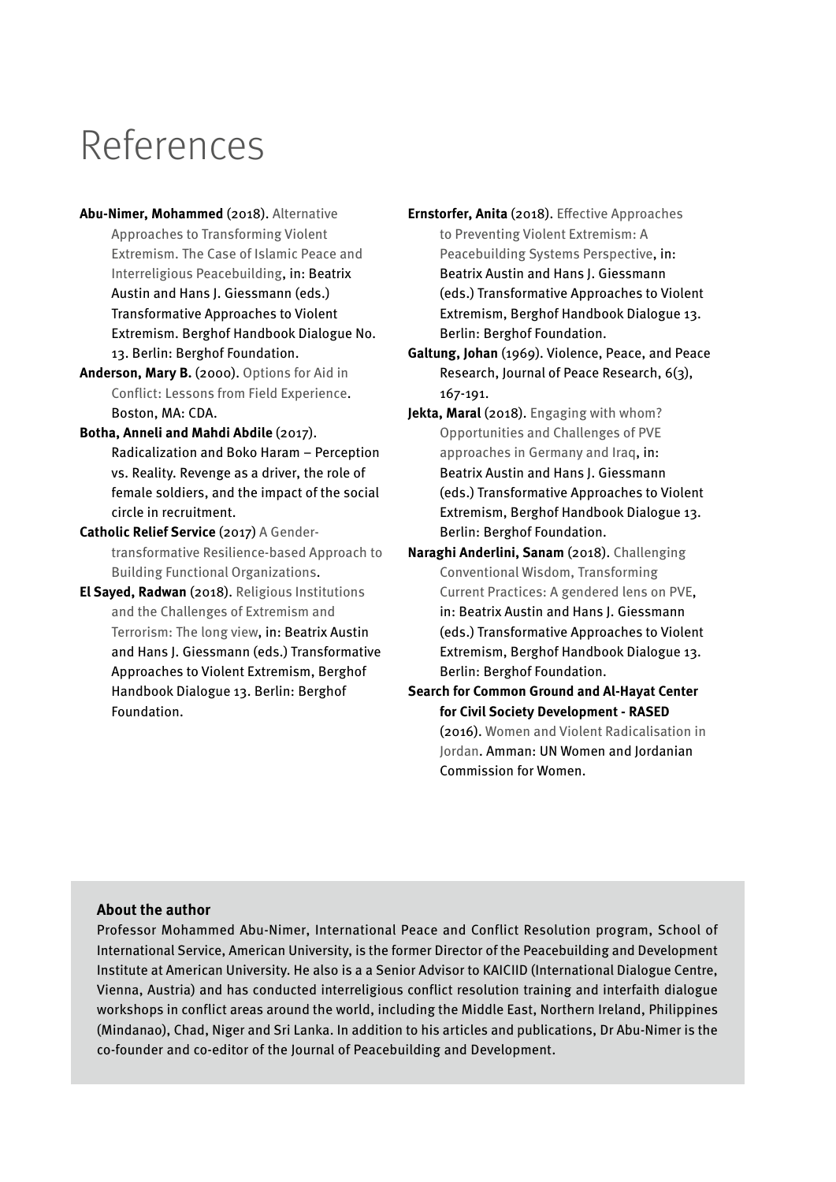# References

**Abu-Nimer, Mohammed** (2018). Alternative Approaches to Transforming Violent Extremism. The Case of Islamic Peace and Interreligious Peacebuilding, in: Beatrix Austin and Hans J. Giessmann (eds.) Transformative Approaches to Violent Extremism. Berghof Handbook Dialogue No. 13. Berlin: Berghof Foundation.

**Anderson, Mary B.** (2000). Options for Aid in Conflict: Lessons from Field Experience. Boston, MA: CDA.

**Botha, Anneli and Mahdi Abdile** (2017). Radicalization and Boko Haram – Perception vs. Reality. Revenge as a driver, the role of female soldiers, and the impact of the social circle in recruitment.

**Catholic Relief Service** (2017) A Gender-transformative Resilience-based Approach to Building Functional Organizations.

**El Sayed, Radwan** (2018). Religious Institutions and the Challenges of Extremism and Terrorism: The long view, in: Beatrix Austin and Hans J. Giessmann (eds.) Transformative Approaches to Violent Extremism, Berghof Handbook Dialogue 13. Berlin: Berghof Foundation.

**Ernstorfer, Anita** (2018). Effective Approaches to Preventing Violent Extremism: A Peacebuilding Systems Perspective, in: Beatrix Austin and Hans J. Giessmann (eds.) Transformative Approaches to Violent Extremism, Berghof Handbook Dialogue 13. Berlin: Berghof Foundation.

**Galtung, Johan** (1969). Violence, Peace, and Peace Research, Journal of Peace Research, 6(3), 167-191.

**Jekta, Maral** (2018). Engaging with whom? Opportunities and Challenges of PVE approaches in Germany and Iraq, in: Beatrix Austin and Hans J. Giessmann (eds.) Transformative Approaches to Violent Extremism, Berghof Handbook Dialogue 13. Berlin: Berghof Foundation.

**Naraghi Anderlini, Sanam** (2018). Challenging Conventional Wisdom, Transforming Current Practices: A gendered lens on PVE, in: Beatrix Austin and Hans J. Giessmann (eds.) Transformative Approaches to Violent Extremism, Berghof Handbook Dialogue 13. Berlin: Berghof Foundation.

**Search for Common Ground and Al-Hayat Center for Civil Society Development - RASED** (2016). Women and Violent Radicalisation in Jordan. Amman: UN Women and Jordanian Commission for Women.

**About the author**

Professor Mohammed Abu-Nimer, International Peace and Conflict Resolution program, School of International Service, American University, is the former Director of the Peacebuilding and Development Institute at American University. He also is a a Senior Advisor to KAICIID (International Dialogue Centre, Vienna, Austria) and has conducted interreligious conflict resolution training and interfaith dialogue workshops in conflict areas around the world, including the Middle East, Northern Ireland, Philippines (Mindanao), Chad, Niger and Sri Lanka. In addition to his articles and publications, Dr Abu-Nimer is the co-founder and co-editor of the Journal of Peacebuilding and Development.